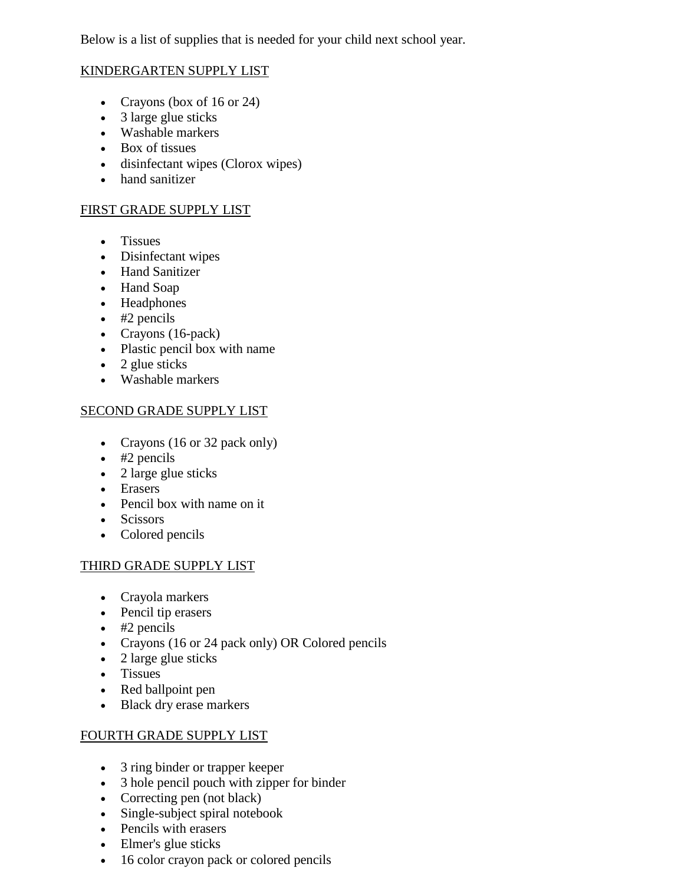Below is a list of supplies that is needed for your child next school year.

## KINDERGARTEN SUPPLY LIST

- Crayons (box of 16 or 24)
- 3 large glue sticks
- Washable markers
- Box of tissues
- disinfectant wipes (Clorox wipes)
- hand sanitizer

## FIRST GRADE SUPPLY LIST

- Tissues
- Disinfectant wipes
- Hand Sanitizer
- Hand Soap
- Headphones
- #2 pencils
- Crayons (16-pack)
- Plastic pencil box with name
- 2 glue sticks
- Washable markers

## SECOND GRADE SUPPLY LIST

- Crayons (16 or 32 pack only)
- #2 pencils
- 2 large glue sticks
- Erasers
- Pencil box with name on it
- Scissors
- Colored pencils

## THIRD GRADE SUPPLY LIST

- Crayola markers
- Pencil tip erasers
- #2 pencils
- Crayons (16 or 24 pack only) OR Colored pencils
- 2 large glue sticks
- Tissues
- Red ballpoint pen
- Black dry erase markers

## FOURTH GRADE SUPPLY LIST

- 3 ring binder or trapper keeper
- 3 hole pencil pouch with zipper for binder
- Correcting pen (not black)
- Single-subject spiral notebook
- Pencils with erasers
- Elmer's glue sticks
- 16 color crayon pack or colored pencils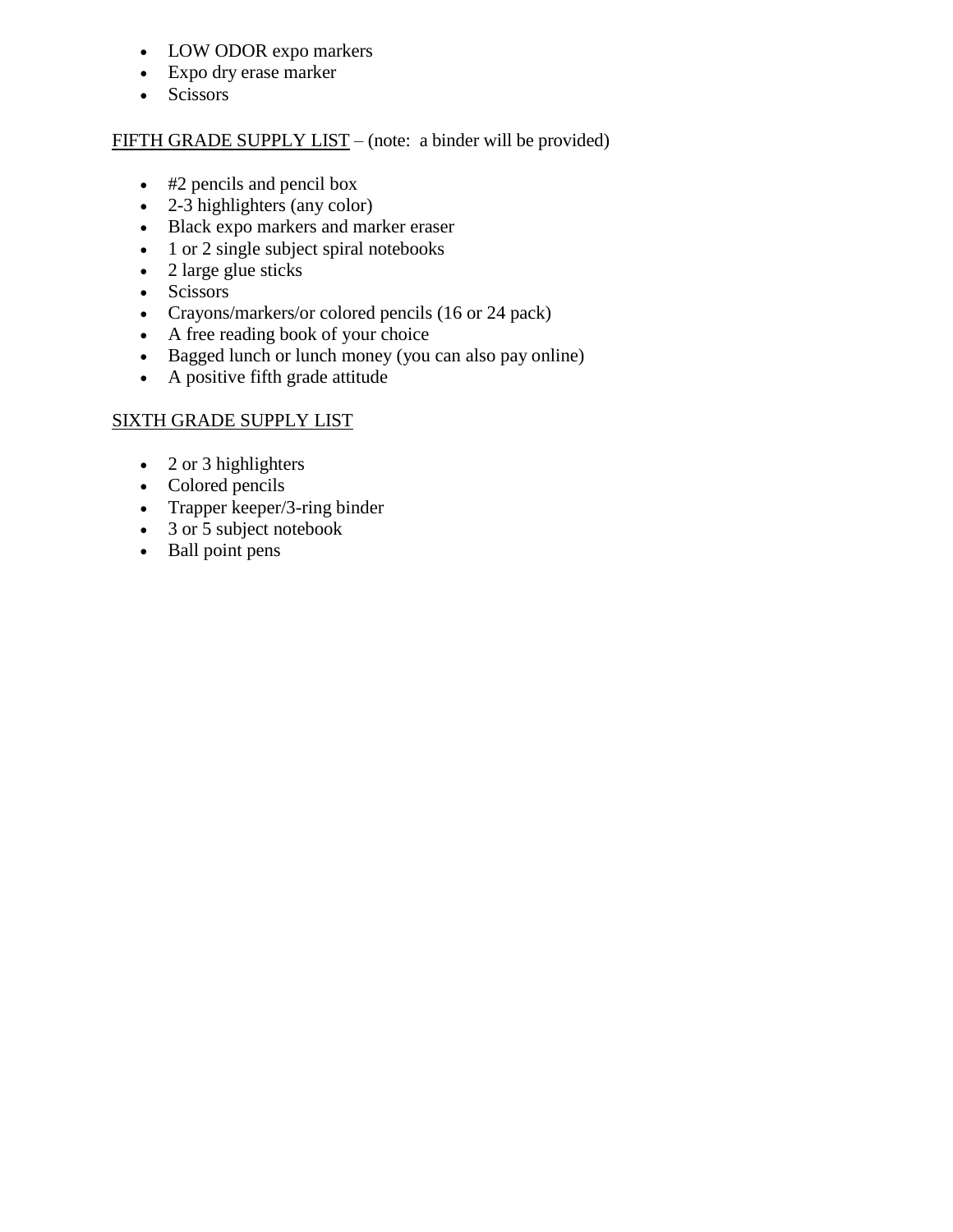- LOW ODOR expo markers
- Expo dry erase marker
- Scissors

FIFTH GRADE SUPPLY LIST – (note: a binder will be provided)

- #2 pencils and pencil box
- 2-3 highlighters (any color)
- Black expo markers and marker eraser
- 1 or 2 single subject spiral notebooks
- 2 large glue sticks
- Scissors
- Crayons/markers/or colored pencils (16 or 24 pack)
- A free reading book of your choice
- Bagged lunch or lunch money (you can also pay online)
- A positive fifth grade attitude

SIXTH GRADE SUPPLY LIST

- 2 or 3 highlighters
- Colored pencils
- Trapper keeper/3-ring binder
- 3 or 5 subject notebook
- Ball point pens